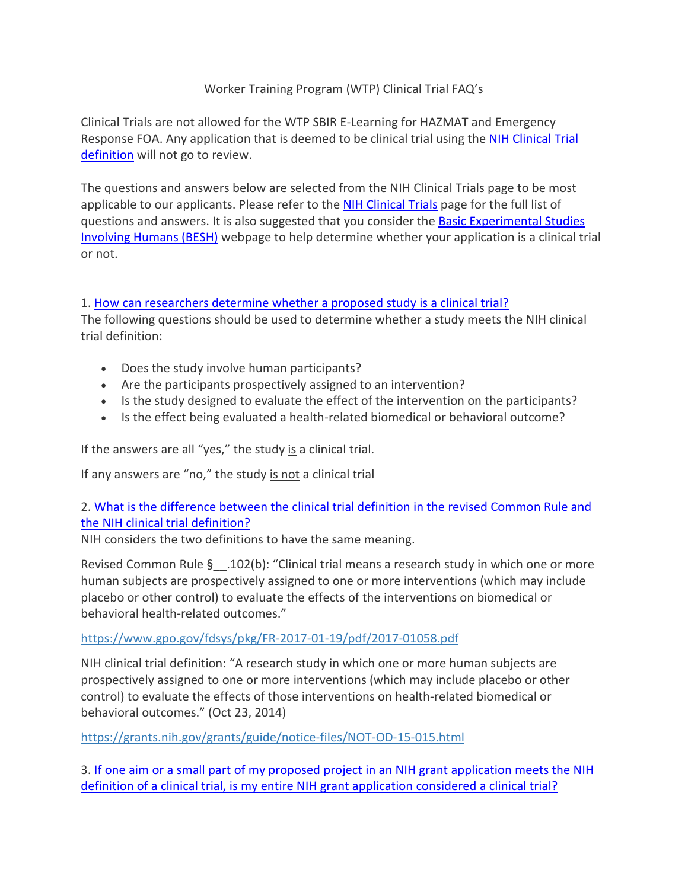# Worker Training Program (WTP) Clinical Trial FAQ's

Clinical Trials are not allowed for the WTP SBIR E-Learning for HAZMAT and Emergency Response FOA. Any application that is deemed to be clinical trial using the NIH Clinical Trial definition will not go to review.

The questions and answers below are selected from the NIH Clinical Trials page to be most applicable to our applicants. Please refer to the NIH Clinical Trials page for the full list of questions and answers. It is also suggested that you consider the Basic Experimental Studies Involving Humans (BESH) webpage to help determine whether your application is a clinical trial or not.

1. How can researchers determine whether a proposed study is a clinical trial?

The following questions should be used to determine whether a study meets the NIH clinical trial definition:

- Does the study involve human participants?
- Are the participants prospectively assigned to an intervention?
- Is the study designed to evaluate the effect of the intervention on the participants?
- Is the effect being evaluated a health-related biomedical or behavioral outcome?

If the answers are all "yes," the study is a clinical trial.

If any answers are "no," the study is not a clinical trial

2. What is the difference between the clinical trial definition in the revised Common Rule and the NIH clinical trial definition?

NIH considers the two definitions to have the same meaning.

Revised Common Rule §__.102(b): "Clinical trial means a research study in which one or more human subjects are prospectively assigned to one or more interventions (which may include placebo or other control) to evaluate the effects of the interventions on biomedical or behavioral health-related outcomes."

https://www.gpo.gov/fdsys/pkg/FR-2017-01-19/pdf/2017-01058.pdf

NIH clinical trial definition: "A research study in which one or more human subjects are prospectively assigned to one or more interventions (which may include placebo or other control) to evaluate the effects of those interventions on health-related biomedical or behavioral outcomes." (Oct 23, 2014)

https://grants.nih.gov/grants/guide/notice-files/NOT-OD-15-015.html

3. If one aim or a small part of my proposed project in an NIH grant application meets the NIH definition of a clinical trial, is my entire NIH grant application considered a clinical trial?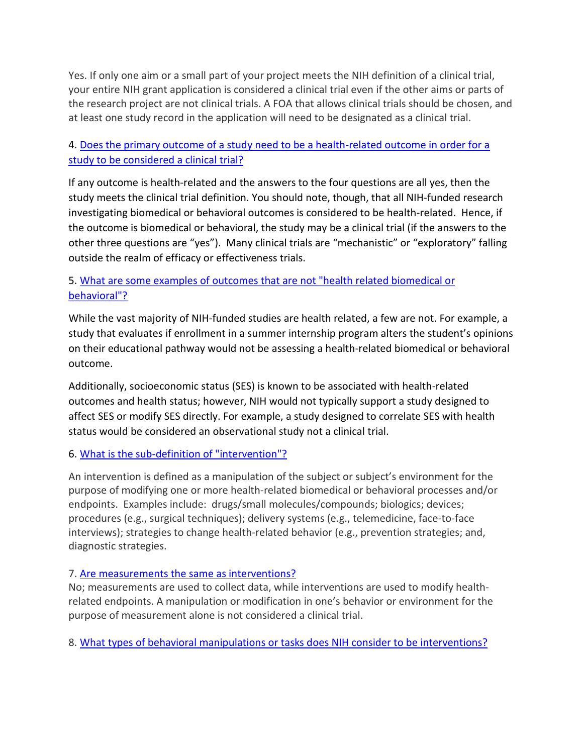Yes. If only one aim or a small part of your project meets the NIH definition of a clinical trial, your entire NIH grant application is considered a clinical trial even if the other aims or parts of the research project are not clinical trials. A FOA that allows clinical trials should be chosen, and at least one study record in the application will need to be designated as a clinical trial.

4. [Does the primary outcome of a study need to be a health-related outcome in order for a study to be considered a clinical trial?]()

If any outcome is health-related and the answers to the four questions are all yes, then the study meets the clinical trial definition. You should note, though, that all NIH-funded research investigating biomedical or behavioral outcomes is considered to be health-related. Hence, if the outcome is biomedical or behavioral, the study may be a clinical trial (if the answers to the other three questions are "yes"). Many clinical trials are "mechanistic" or "exploratory" falling outside the realm of efficacy or effectiveness trials.

5. [What are some examples of outcomes that are not "health related biomedical or behavioral"?]()

While the vast majority of NIH-funded studies are health related, a few are not. For example, a study that evaluates if enrollment in a summer internship program alters the student's opinions on their educational pathway would not be assessing a health-related biomedical or behavioral outcome.

Additionally, socioeconomic status (SES) is known to be associated with health-related outcomes and health status; however, NIH would not typically support a study designed to affect SES or modify SES directly. For example, a study designed to correlate SES with health status would be considered an observational study not a clinical trial.

6. [What is the sub-definition of "intervention"?]()

An intervention is defined as a manipulation of the subject or subject's environment for the purpose of modifying one or more health-related biomedical or behavioral processes and/or endpoints. Examples include: drugs/small molecules/compounds; biologics; devices; procedures (e.g., surgical techniques); delivery systems (e.g., telemedicine, face-to-face interviews); strategies to change health-related behavior (e.g., prevention strategies; and, diagnostic strategies.

7. [Are measurements the same as interventions?]()
No; measurements are used to collect data, while interventions are used to modify health-related endpoints. A manipulation or modification in one's behavior or environment for the purpose of measurement alone is not considered a clinical trial.

8. [What types of behavioral manipulations or tasks does NIH consider to be interventions?]()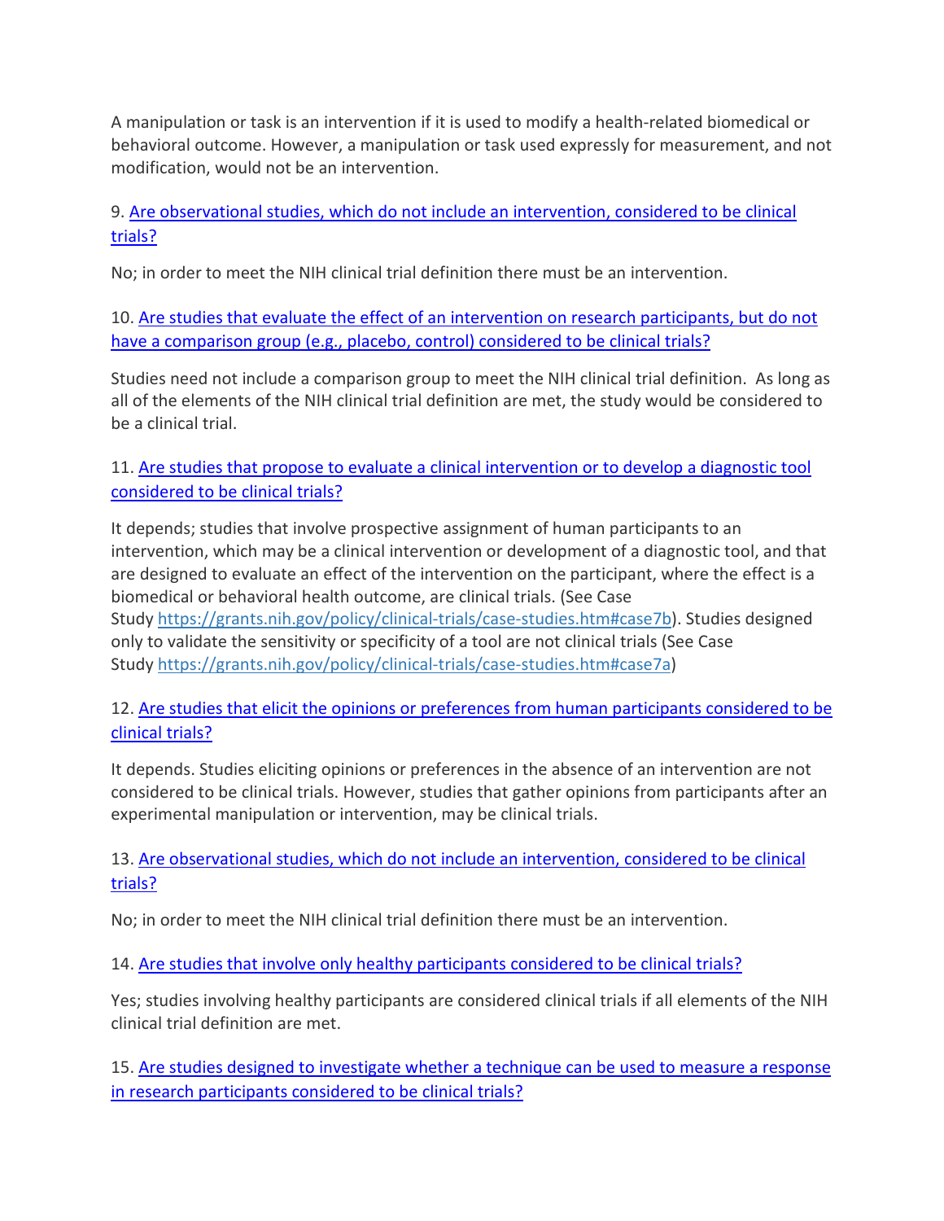A manipulation or task is an intervention if it is used to modify a health-related biomedical or behavioral outcome. However, a manipulation or task used expressly for measurement, and not modification, would not be an intervention.

9. [Are observational studies, which do not include an intervention, considered to be clinical trials?]()

No; in order to meet the NIH clinical trial definition there must be an intervention.

10. [Are studies that evaluate the effect of an intervention on research participants, but do not have a comparison group (e.g., placebo, control) considered to be clinical trials?]()

Studies need not include a comparison group to meet the NIH clinical trial definition. As long as all of the elements of the NIH clinical trial definition are met, the study would be considered to be a clinical trial.

11. [Are studies that propose to evaluate a clinical intervention or to develop a diagnostic tool considered to be clinical trials?]()

It depends; studies that involve prospective assignment of human participants to an intervention, which may be a clinical intervention or development of a diagnostic tool, and that are designed to evaluate an effect of the intervention on the participant, where the effect is a biomedical or behavioral health outcome, are clinical trials. (See Case Study [https://grants.nih.gov/policy/clinical-trials/case-studies.htm#case7b](https://grants.nih.gov/policy/clinical-trials/case-studies.htm#case7b)). Studies designed only to validate the sensitivity or specificity of a tool are not clinical trials (See Case Study [https://grants.nih.gov/policy/clinical-trials/case-studies.htm#case7a](https://grants.nih.gov/policy/clinical-trials/case-studies.htm#case7a))

12. [Are studies that elicit the opinions or preferences from human participants considered to be clinical trials?]()

It depends. Studies eliciting opinions or preferences in the absence of an intervention are not considered to be clinical trials. However, studies that gather opinions from participants after an experimental manipulation or intervention, may be clinical trials.

13. [Are observational studies, which do not include an intervention, considered to be clinical trials?]()

No; in order to meet the NIH clinical trial definition there must be an intervention.

14. [Are studies that involve only healthy participants considered to be clinical trials?]()

Yes; studies involving healthy participants are considered clinical trials if all elements of the NIH clinical trial definition are met.

15. [Are studies designed to investigate whether a technique can be used to measure a response in research participants considered to be clinical trials?]()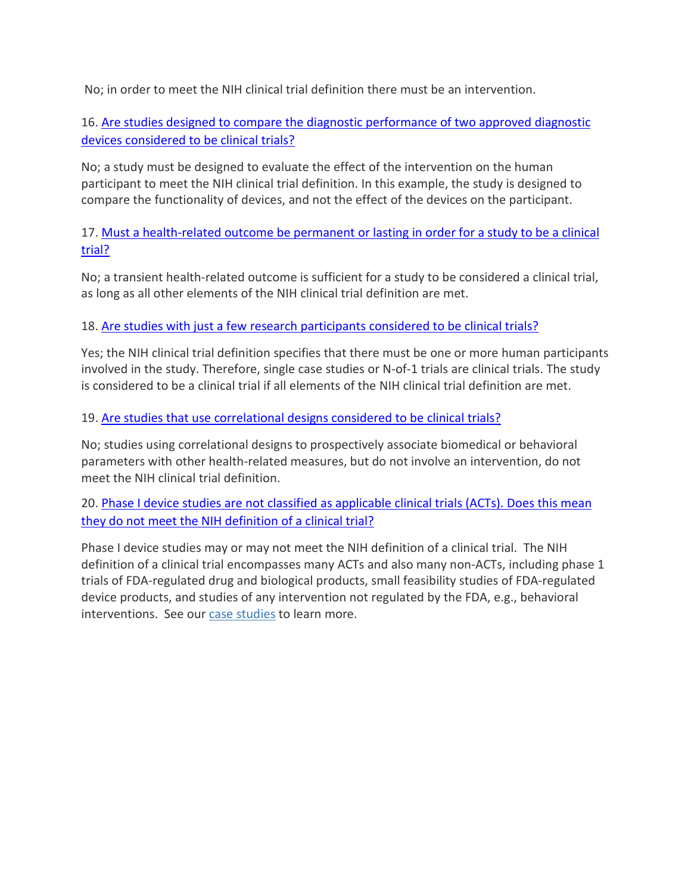No; in order to meet the NIH clinical trial definition there must be an intervention.

16. [Are studies designed to compare the diagnostic performance of two approved diagnostic devices considered to be clinical trials?]

No; a study must be designed to evaluate the effect of the intervention on the human participant to meet the NIH clinical trial definition. In this example, the study is designed to compare the functionality of devices, and not the effect of the devices on the participant.

17. [Must a health-related outcome be permanent or lasting in order for a study to be a clinical trial?]

No; a transient health-related outcome is sufficient for a study to be considered a clinical trial, as long as all other elements of the NIH clinical trial definition are met.

18. [Are studies with just a few research participants considered to be clinical trials?]

Yes; the NIH clinical trial definition specifies that there must be one or more human participants involved in the study. Therefore, single case studies or N-of-1 trials are clinical trials. The study is considered to be a clinical trial if all elements of the NIH clinical trial definition are met.

19. [Are studies that use correlational designs considered to be clinical trials?]

No; studies using correlational designs to prospectively associate biomedical or behavioral parameters with other health-related measures, but do not involve an intervention, do not meet the NIH clinical trial definition.

20. [Phase I device studies are not classified as applicable clinical trials (ACTs). Does this mean they do not meet the NIH definition of a clinical trial?]

Phase I device studies may or may not meet the NIH definition of a clinical trial. The NIH definition of a clinical trial encompasses many ACTs and also many non-ACTs, including phase 1 trials of FDA-regulated drug and biological products, small feasibility studies of FDA-regulated device products, and studies of any intervention not regulated by the FDA, e.g., behavioral interventions. See our [case studies] to learn more.